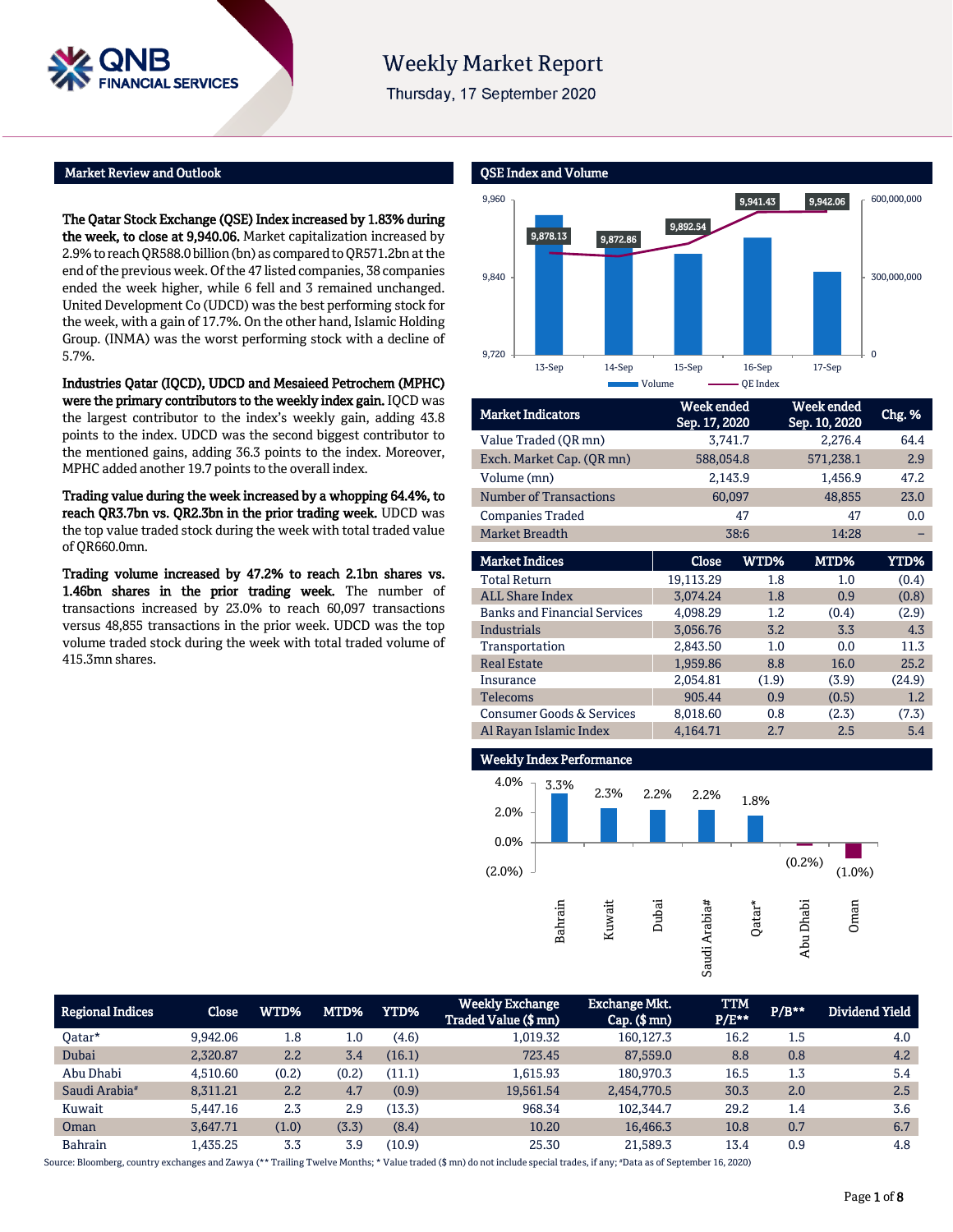# Weekly Market Report

Thursday, 17 September 2020

## Market Review and Outlook

**The Qatar Stock Exchange (QSE) Index increased by 1.83% during the week, to close at 9,940.06.** Market capitalization increased by 2.9% to reach QR588.0 billion (bn) as compared to QR571.2bn at the end of the previous week. Of the 47 listed companies, 38 companies ended the week higher, while 6 fell and 3 remained unchanged. United Development Co (UDCD) was the best performing stock for the week, with a gain of 17.7%. On the other hand, Islamic Holding Group. (INMA) was the worst performing stock with a decline of 5.7%.

**Industries Qatar (IQCD), UDCD and Mesaieed Petrochem (MPHC) were the primary contributors to the weekly index gain.** IQCD was the largest contributor to the index's weekly gain, adding 43.8 points to the index. UDCD was the second biggest contributor to the mentioned gains, adding 36.3 points to the index. Moreover, MPHC added another 19.7 points to the overall index.

**Trading value during the week increased by a whopping 64.4%, to reach QR3.7bn vs. QR2.3bn in the prior trading week.** UDCD was the top value traded stock during the week with total traded value of QR660.0mn.

**Trading volume increased by 47.2% to reach 2.1bn shares vs. 1.46bn shares in the prior trading week.** The number of transactions increased by 23.0% to reach 60,097 transactions versus 48,855 transactions in the prior week. UDCD was the top volume traded stock during the week with total traded volume of 415.3mn shares.

## QSE Index and Volume

| | 13-Sep | 14-Sep | 15-Sep | 16-Sep | 17-Sep |
|---|---|---|---|---|---|
| QE Index | 9,878.13 | 9,872.86 | 9,892.54 | 9,941.43 | 9,942.06 |

| Market Indicators | Week ended Sep. 17, 2020 | Week ended Sep. 10, 2020 | Chg. % |
|---|---|---|---|
| Value Traded (QR mn) | 3,741.7 | 2,276.4 | 64.4 |
| Exch. Market Cap. (QR mn) | 588,054.8 | 571,238.1 | 2.9 |
| Volume (mn) | 2,143.9 | 1,456.9 | 47.2 |
| Number of Transactions | 60,097 | 48,855 | 23.0 |
| Companies Traded | 47 | 47 | 0.0 |
| Market Breadth | 38:6 | 14:28 | – |

| Market Indices | Close | WTD% | MTD% | YTD% |
|---|---|---|---|---|
| Total Return | 19,113.29 | 1.8 | 1.0 | (0.4) |
| ALL Share Index | 3,074.24 | 1.8 | 0.9 | (0.8) |
| Banks and Financial Services | 4,098.29 | 1.2 | (0.4) | (2.9) |
| Industrials | 3,056.76 | 3.2 | 3.3 | 4.3 |
| Transportation | 2,843.50 | 1.0 | 0.0 | 11.3 |
| Real Estate | 1,959.86 | 8.8 | 16.0 | 25.2 |
| Insurance | 2,054.81 | (1.9) | (3.9) | (24.9) |
| Telecoms | 905.44 | 0.9 | (0.5) | 1.2 |
| Consumer Goods & Services | 8,018.60 | 0.8 | (2.3) | (7.3) |
| Al Rayan Islamic Index | 4,164.71 | 2.7 | 2.5 | 5.4 |

## Weekly Index Performance

| Bahrain | Kuwait | Dubai | Saudi Arabia# | Qatar* | Abu Dhabi | Oman |
|---|---|---|---|---|---|---|
| 3.3% | 2.3% | 2.2% | 2.2% | 1.8% | (0.2%) | (1.0%) |

| Regional Indices | Close | WTD% | MTD% | YTD% | Weekly Exchange Traded Value ($ mn) | Exchange Mkt. Cap. ($ mn) | TTM P/E** | P/B** | Dividend Yield |
|---|---|---|---|---|---|---|---|---|---|
| Qatar* | 9,942.06 | 1.8 | 1.0 | (4.6) | 1,019.32 | 160,127.3 | 16.2 | 1.5 | 4.0 |
| Dubai | 2,320.87 | 2.2 | 3.4 | (16.1) | 723.45 | 87,559.0 | 8.8 | 0.8 | 4.2 |
| Abu Dhabi | 4,510.60 | (0.2) | (0.2) | (11.1) | 1,615.93 | 180,970.3 | 16.5 | 1.3 | 5.4 |
| Saudi Arabia# | 8,311.21 | 2.2 | 4.7 | (0.9) | 19,561.54 | 2,454,770.5 | 30.3 | 2.0 | 2.5 |
| Kuwait | 5,447.16 | 2.3 | 2.9 | (13.3) | 968.34 | 102,344.7 | 29.2 | 1.4 | 3.6 |
| Oman | 3,647.71 | (1.0) | (3.3) | (8.4) | 10.20 | 16,466.3 | 10.8 | 0.7 | 6.7 |
| Bahrain | 1,435.25 | 3.3 | 3.9 | (10.9) | 25.30 | 21,589.3 | 13.4 | 0.9 | 4.8 |

Source: Bloomberg, country exchanges and Zawya (** Trailing Twelve Months; * Value traded ($ mn) do not include special trades, if any; #Data as of September 16, 2020)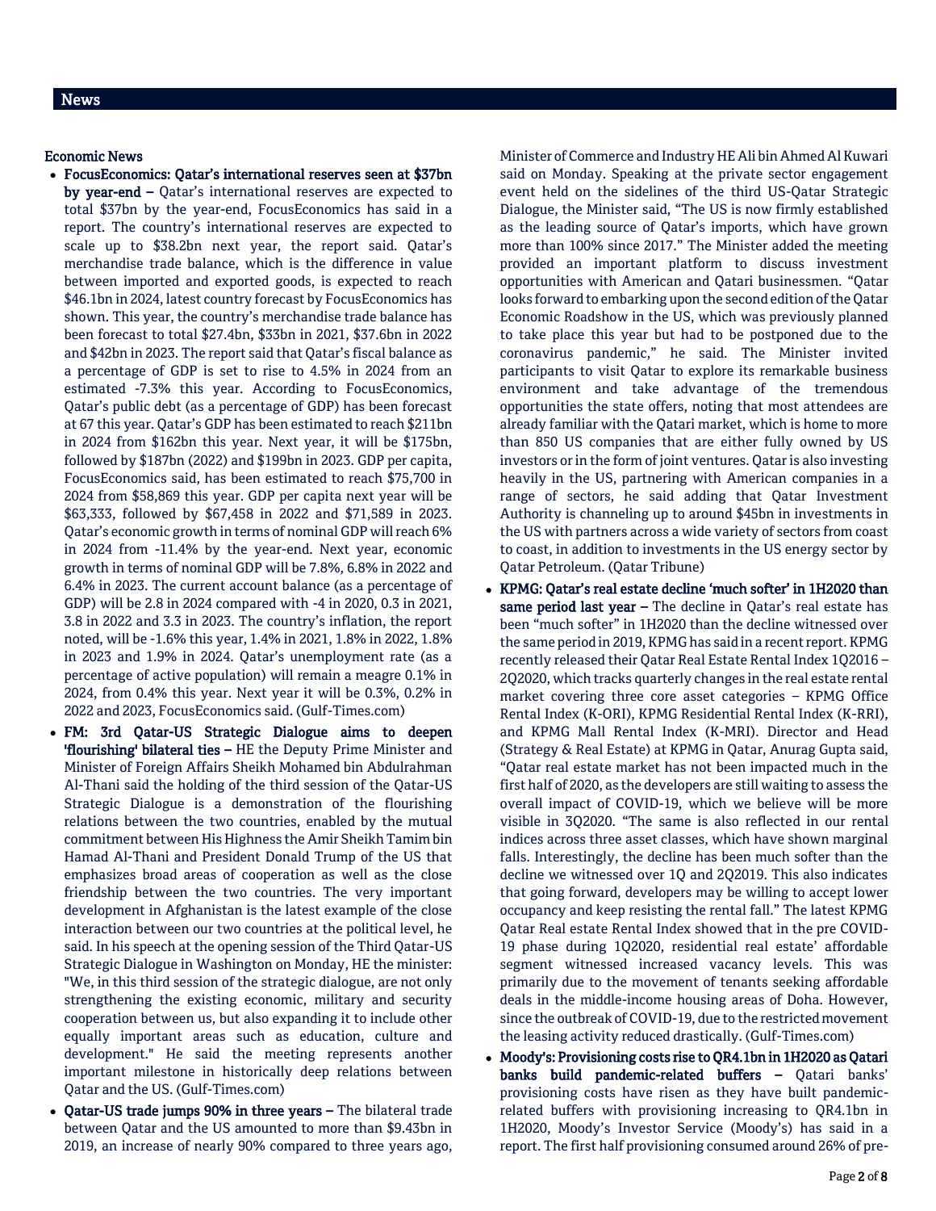# News

## Economic News

- **FocusEconomics: Qatar's international reserves seen at $37bn by year-end –** Qatar's international reserves are expected to total $37bn by the year-end, FocusEconomics has said in a report. The country's international reserves are expected to scale up to $38.2bn next year, the report said. Qatar's merchandise trade balance, which is the difference in value between imported and exported goods, is expected to reach $46.1bn in 2024, latest country forecast by FocusEconomics has shown. This year, the country's merchandise trade balance has been forecast to total $27.4bn, $33bn in 2021, $37.6bn in 2022 and $42bn in 2023. The report said that Qatar's fiscal balance as a percentage of GDP is set to rise to 4.5% in 2024 from an estimated -7.3% this year. According to FocusEconomics, Qatar's public debt (as a percentage of GDP) has been forecast at 67 this year. Qatar's GDP has been estimated to reach $211bn in 2024 from $162bn this year. Next year, it will be $175bn, followed by $187bn (2022) and $199bn in 2023. GDP per capita, FocusEconomics said, has been estimated to reach $75,700 in 2024 from $58,869 this year. GDP per capita next year will be $63,333, followed by $67,458 in 2022 and $71,589 in 2023. Qatar's economic growth in terms of nominal GDP will reach 6% in 2024 from -11.4% by the year-end. Next year, economic growth in terms of nominal GDP will be 7.8%, 6.8% in 2022 and 6.4% in 2023. The current account balance (as a percentage of GDP) will be 2.8 in 2024 compared with -4 in 2020, 0.3 in 2021, 3.8 in 2022 and 3.3 in 2023. The country's inflation, the report noted, will be -1.6% this year, 1.4% in 2021, 1.8% in 2022, 1.8% in 2023 and 1.9% in 2024. Qatar's unemployment rate (as a percentage of active population) will remain a meagre 0.1% in 2024, from 0.4% this year. Next year it will be 0.3%, 0.2% in 2022 and 2023, FocusEconomics said. (Gulf-Times.com)
- **FM: 3rd Qatar-US Strategic Dialogue aims to deepen 'flourishing' bilateral ties –** HE the Deputy Prime Minister and Minister of Foreign Affairs Sheikh Mohamed bin Abdulrahman Al-Thani said the holding of the third session of the Qatar-US Strategic Dialogue is a demonstration of the flourishing relations between the two countries, enabled by the mutual commitment between His Highness the Amir Sheikh Tamim bin Hamad Al-Thani and President Donald Trump of the US that emphasizes broad areas of cooperation as well as the close friendship between the two countries. The very important development in Afghanistan is the latest example of the close interaction between our two countries at the political level, he said. In his speech at the opening session of the Third Qatar-US Strategic Dialogue in Washington on Monday, HE the minister: "We, in this third session of the strategic dialogue, are not only strengthening the existing economic, military and security cooperation between us, but also expanding it to include other equally important areas such as education, culture and development." He said the meeting represents another important milestone in historically deep relations between Qatar and the US. (Gulf-Times.com)
- **Qatar-US trade jumps 90% in three years –** The bilateral trade between Qatar and the US amounted to more than $9.43bn in 2019, an increase of nearly 90% compared to three years ago, Minister of Commerce and Industry HE Ali bin Ahmed Al Kuwari said on Monday. Speaking at the private sector engagement event held on the sidelines of the third US-Qatar Strategic Dialogue, the Minister said, "The US is now firmly established as the leading source of Qatar's imports, which have grown more than 100% since 2017." The Minister added the meeting provided an important platform to discuss investment opportunities with American and Qatari businessmen. "Qatar looks forward to embarking upon the second edition of the Qatar Economic Roadshow in the US, which was previously planned to take place this year but had to be postponed due to the coronavirus pandemic," he said. The Minister invited participants to visit Qatar to explore its remarkable business environment and take advantage of the tremendous opportunities the state offers, noting that most attendees are already familiar with the Qatari market, which is home to more than 850 US companies that are either fully owned by US investors or in the form of joint ventures. Qatar is also investing heavily in the US, partnering with American companies in a range of sectors, he said adding that Qatar Investment Authority is channeling up to around $45bn in investments in the US with partners across a wide variety of sectors from coast to coast, in addition to investments in the US energy sector by Qatar Petroleum. (Qatar Tribune)
- **KPMG: Qatar's real estate decline 'much softer' in 1H2020 than same period last year –** The decline in Qatar's real estate has been "much softer" in 1H2020 than the decline witnessed over the same period in 2019, KPMG has said in a recent report. KPMG recently released their Qatar Real Estate Rental Index 1Q2016 – 2Q2020, which tracks quarterly changes in the real estate rental market covering three core asset categories – KPMG Office Rental Index (K-ORI), KPMG Residential Rental Index (K-RRI), and KPMG Mall Rental Index (K-MRI). Director and Head (Strategy & Real Estate) at KPMG in Qatar, Anurag Gupta said, "Qatar real estate market has not been impacted much in the first half of 2020, as the developers are still waiting to assess the overall impact of COVID-19, which we believe will be more visible in 3Q2020. "The same is also reflected in our rental indices across three asset classes, which have shown marginal falls. Interestingly, the decline has been much softer than the decline we witnessed over 1Q and 2Q2019. This also indicates that going forward, developers may be willing to accept lower occupancy and keep resisting the rental fall." The latest KPMG Qatar Real estate Rental Index showed that in the pre COVID-19 phase during 1Q2020, residential real estate' affordable segment witnessed increased vacancy levels. This was primarily due to the movement of tenants seeking affordable deals in the middle-income housing areas of Doha. However, since the outbreak of COVID-19, due to the restricted movement the leasing activity reduced drastically. (Gulf-Times.com)
- **Moody's: Provisioning costs rise to QR4.1bn in 1H2020 as Qatari banks build pandemic-related buffers –** Qatari banks' provisioning costs have risen as they have built pandemic-related buffers with provisioning increasing to QR4.1bn in 1H2020, Moody's Investor Service (Moody's) has said in a report. The first half provisioning consumed around 26% of pre-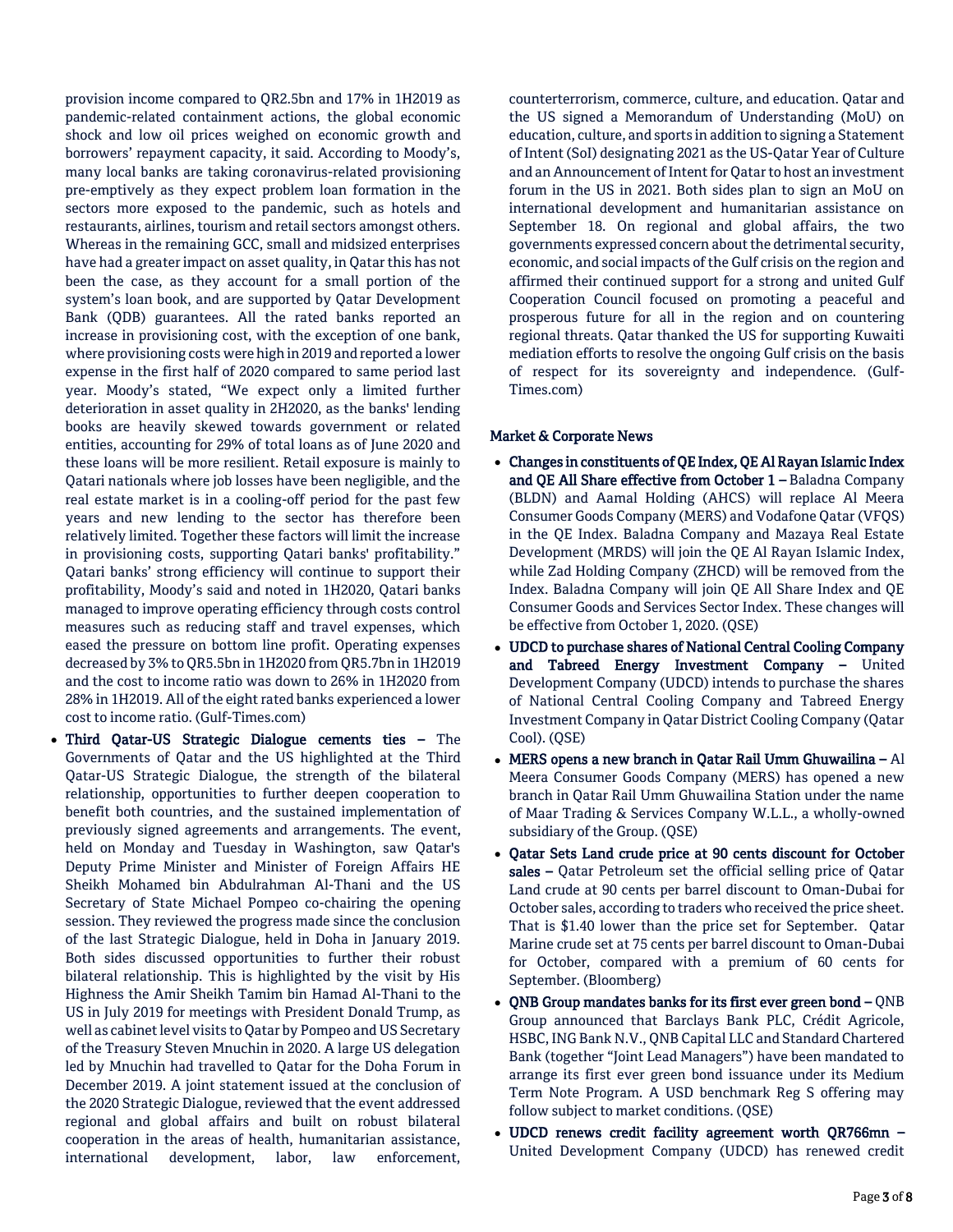provision income compared to QR2.5bn and 17% in 1H2019 as pandemic-related containment actions, the global economic shock and low oil prices weighed on economic growth and borrowers' repayment capacity, it said. According to Moody's, many local banks are taking coronavirus-related provisioning pre-emptively as they expect problem loan formation in the sectors more exposed to the pandemic, such as hotels and restaurants, airlines, tourism and retail sectors amongst others. Whereas in the remaining GCC, small and midsized enterprises have had a greater impact on asset quality, in Qatar this has not been the case, as they account for a small portion of the system's loan book, and are supported by Qatar Development Bank (QDB) guarantees. All the rated banks reported an increase in provisioning cost, with the exception of one bank, where provisioning costs were high in 2019 and reported a lower expense in the first half of 2020 compared to same period last year. Moody's stated, "We expect only a limited further deterioration in asset quality in 2H2020, as the banks' lending books are heavily skewed towards government or related entities, accounting for 29% of total loans as of June 2020 and these loans will be more resilient. Retail exposure is mainly to Qatari nationals where job losses have been negligible, and the real estate market is in a cooling-off period for the past few years and new lending to the sector has therefore been relatively limited. Together these factors will limit the increase in provisioning costs, supporting Qatari banks' profitability." Qatari banks' strong efficiency will continue to support their profitability, Moody's said and noted in 1H2020, Qatari banks managed to improve operating efficiency through costs control measures such as reducing staff and travel expenses, which eased the pressure on bottom line profit. Operating expenses decreased by 3% to QR5.5bn in 1H2020 from QR5.7bn in 1H2019 and the cost to income ratio was down to 26% in 1H2020 from 28% in 1H2019. All of the eight rated banks experienced a lower cost to income ratio. (Gulf-Times.com)

- **Third Qatar-US Strategic Dialogue cements ties –** The Governments of Qatar and the US highlighted at the Third Qatar-US Strategic Dialogue, the strength of the bilateral relationship, opportunities to further deepen cooperation to benefit both countries, and the sustained implementation of previously signed agreements and arrangements. The event, held on Monday and Tuesday in Washington, saw Qatar's Deputy Prime Minister and Minister of Foreign Affairs HE Sheikh Mohamed bin Abdulrahman Al-Thani and the US Secretary of State Michael Pompeo co-chairing the opening session. They reviewed the progress made since the conclusion of the last Strategic Dialogue, held in Doha in January 2019. Both sides discussed opportunities to further their robust bilateral relationship. This is highlighted by the visit by His Highness the Amir Sheikh Tamim bin Hamad Al-Thani to the US in July 2019 for meetings with President Donald Trump, as well as cabinet level visits to Qatar by Pompeo and US Secretary of the Treasury Steven Mnuchin in 2020. A large US delegation led by Mnuchin had travelled to Qatar for the Doha Forum in December 2019. A joint statement issued at the conclusion of the 2020 Strategic Dialogue, reviewed that the event addressed regional and global affairs and built on robust bilateral cooperation in the areas of health, humanitarian assistance, international development, labor, law enforcement, counterterrorism, commerce, culture, and education. Qatar and the US signed a Memorandum of Understanding (MoU) on education, culture, and sports in addition to signing a Statement of Intent (SoI) designating 2021 as the US-Qatar Year of Culture and an Announcement of Intent for Qatar to host an investment forum in the US in 2021. Both sides plan to sign an MoU on international development and humanitarian assistance on September 18. On regional and global affairs, the two governments expressed concern about the detrimental security, economic, and social impacts of the Gulf crisis on the region and affirmed their continued support for a strong and united Gulf Cooperation Council focused on promoting a peaceful and prosperous future for all in the region and on countering regional threats. Qatar thanked the US for supporting Kuwaiti mediation efforts to resolve the ongoing Gulf crisis on the basis of respect for its sovereignty and independence. (Gulf-Times.com)

## Market & Corporate News

- **Changes in constituents of QE Index, QE Al Rayan Islamic Index and QE All Share effective from October 1 –** Baladna Company (BLDN) and Aamal Holding (AHCS) will replace Al Meera Consumer Goods Company (MERS) and Vodafone Qatar (VFQS) in the QE Index. Baladna Company and Mazaya Real Estate Development (MRDS) will join the QE Al Rayan Islamic Index, while Zad Holding Company (ZHCD) will be removed from the Index. Baladna Company will join QE All Share Index and QE Consumer Goods and Services Sector Index. These changes will be effective from October 1, 2020. (QSE)
- **UDCD to purchase shares of National Central Cooling Company and Tabreed Energy Investment Company –** United Development Company (UDCD) intends to purchase the shares of National Central Cooling Company and Tabreed Energy Investment Company in Qatar District Cooling Company (Qatar Cool). (QSE)
- **MERS opens a new branch in Qatar Rail Umm Ghuwailina –** Al Meera Consumer Goods Company (MERS) has opened a new branch in Qatar Rail Umm Ghuwailina Station under the name of Maar Trading & Services Company W.L.L., a wholly-owned subsidiary of the Group. (QSE)
- **Qatar Sets Land crude price at 90 cents discount for October sales –** Qatar Petroleum set the official selling price of Qatar Land crude at 90 cents per barrel discount to Oman-Dubai for October sales, according to traders who received the price sheet. That is $1.40 lower than the price set for September. Qatar Marine crude set at 75 cents per barrel discount to Oman-Dubai for October, compared with a premium of 60 cents for September. (Bloomberg)
- **QNB Group mandates banks for its first ever green bond –** QNB Group announced that Barclays Bank PLC, Crédit Agricole, HSBC, ING Bank N.V., QNB Capital LLC and Standard Chartered Bank (together "Joint Lead Managers") have been mandated to arrange its first ever green bond issuance under its Medium Term Note Program. A USD benchmark Reg S offering may follow subject to market conditions. (QSE)
- **UDCD renews credit facility agreement worth QR766mn –** United Development Company (UDCD) has renewed credit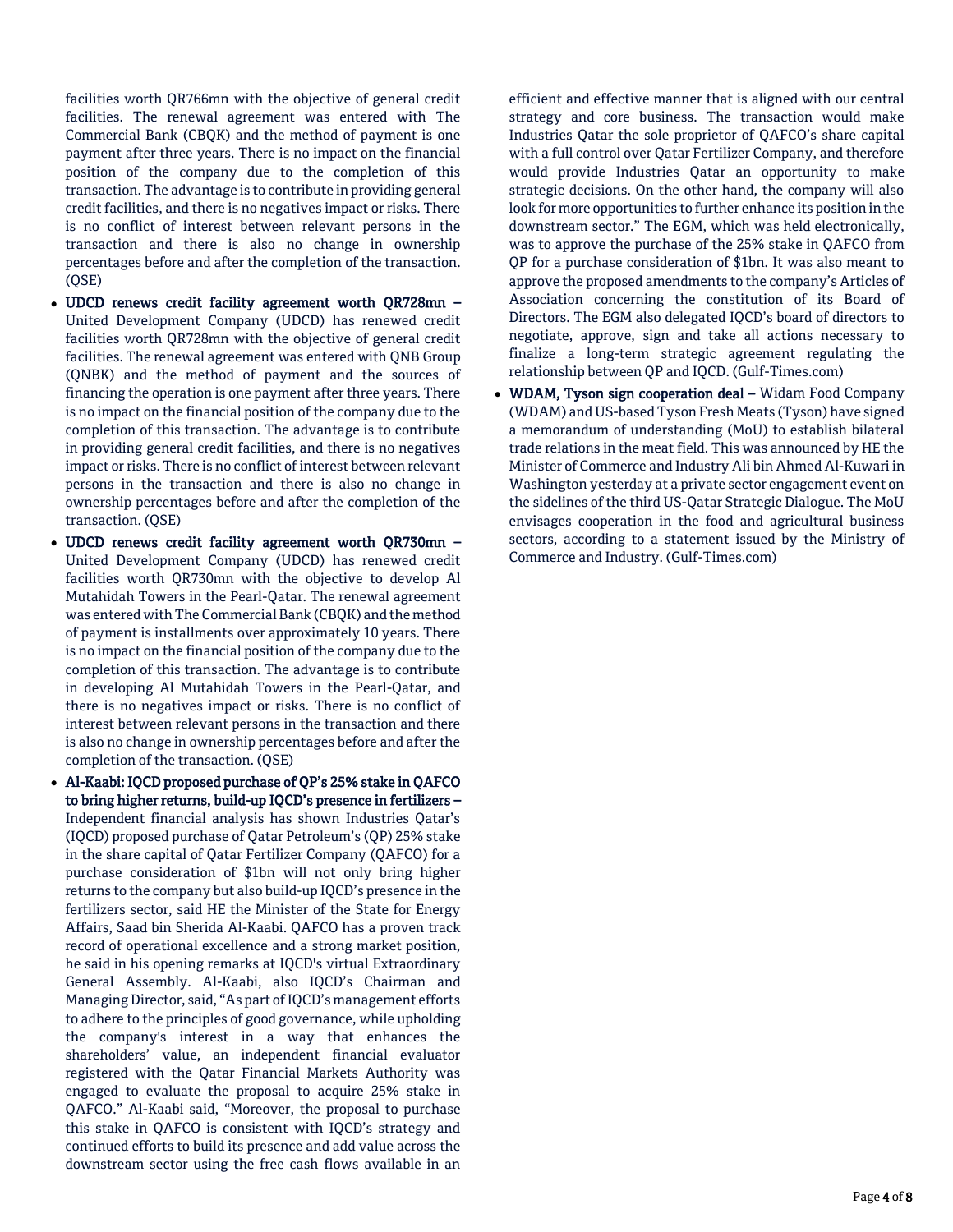facilities worth QR766mn with the objective of general credit facilities. The renewal agreement was entered with The Commercial Bank (CBQK) and the method of payment is one payment after three years. There is no impact on the financial position of the company due to the completion of this transaction. The advantage is to contribute in providing general credit facilities, and there is no negatives impact or risks. There is no conflict of interest between relevant persons in the transaction and there is also no change in ownership percentages before and after the completion of the transaction. (QSE)

- **UDCD renews credit facility agreement worth QR728mn –** United Development Company (UDCD) has renewed credit facilities worth QR728mn with the objective of general credit facilities. The renewal agreement was entered with QNB Group (QNBK) and the method of payment and the sources of financing the operation is one payment after three years. There is no impact on the financial position of the company due to the completion of this transaction. The advantage is to contribute in providing general credit facilities, and there is no negatives impact or risks. There is no conflict of interest between relevant persons in the transaction and there is also no change in ownership percentages before and after the completion of the transaction. (QSE)
- **UDCD renews credit facility agreement worth QR730mn –** United Development Company (UDCD) has renewed credit facilities worth QR730mn with the objective to develop Al Mutahidah Towers in the Pearl-Qatar. The renewal agreement was entered with The Commercial Bank (CBQK) and the method of payment is installments over approximately 10 years. There is no impact on the financial position of the company due to the completion of this transaction. The advantage is to contribute in developing Al Mutahidah Towers in the Pearl-Qatar, and there is no negatives impact or risks. There is no conflict of interest between relevant persons in the transaction and there is also no change in ownership percentages before and after the completion of the transaction. (QSE)
- **Al-Kaabi: IQCD proposed purchase of QP's 25% stake in QAFCO to bring higher returns, build-up IQCD's presence in fertilizers –** Independent financial analysis has shown Industries Qatar's (IQCD) proposed purchase of Qatar Petroleum's (QP) 25% stake in the share capital of Qatar Fertilizer Company (QAFCO) for a purchase consideration of $1bn will not only bring higher returns to the company but also build-up IQCD's presence in the fertilizers sector, said HE the Minister of the State for Energy Affairs, Saad bin Sherida Al-Kaabi. QAFCO has a proven track record of operational excellence and a strong market position, he said in his opening remarks at IQCD's virtual Extraordinary General Assembly. Al-Kaabi, also IQCD's Chairman and Managing Director, said, "As part of IQCD's management efforts to adhere to the principles of good governance, while upholding the company's interest in a way that enhances the shareholders' value, an independent financial evaluator registered with the Qatar Financial Markets Authority was engaged to evaluate the proposal to acquire 25% stake in QAFCO." Al-Kaabi said, "Moreover, the proposal to purchase this stake in QAFCO is consistent with IQCD's strategy and continued efforts to build its presence and add value across the downstream sector using the free cash flows available in an efficient and effective manner that is aligned with our central strategy and core business. The transaction would make Industries Qatar the sole proprietor of QAFCO's share capital with a full control over Qatar Fertilizer Company, and therefore would provide Industries Qatar an opportunity to make strategic decisions. On the other hand, the company will also look for more opportunities to further enhance its position in the downstream sector." The EGM, which was held electronically, was to approve the purchase of the 25% stake in QAFCO from QP for a purchase consideration of $1bn. It was also meant to approve the proposed amendments to the company's Articles of Association concerning the constitution of its Board of Directors. The EGM also delegated IQCD's board of directors to negotiate, approve, sign and take all actions necessary to finalize a long-term strategic agreement regulating the relationship between QP and IQCD. (Gulf-Times.com)
- **WDAM, Tyson sign cooperation deal –** Widam Food Company (WDAM) and US-based Tyson Fresh Meats (Tyson) have signed a memorandum of understanding (MoU) to establish bilateral trade relations in the meat field. This was announced by HE the Minister of Commerce and Industry Ali bin Ahmed Al-Kuwari in Washington yesterday at a private sector engagement event on the sidelines of the third US-Qatar Strategic Dialogue. The MoU envisages cooperation in the food and agricultural business sectors, according to a statement issued by the Ministry of Commerce and Industry. (Gulf-Times.com)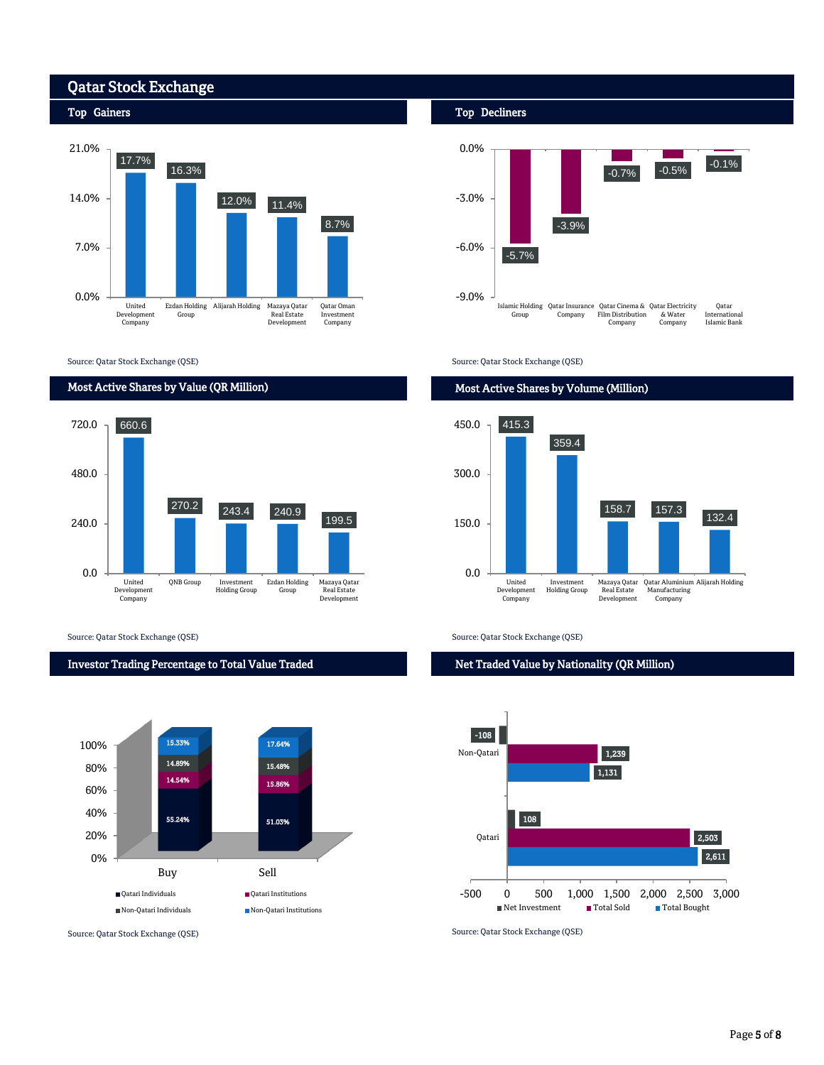# Qatar Stock Exchange

## Top Gainers

| Company | Change |
|---|---|
| United Development Company | 17.7% |
| Ezdan Holding Group | 16.3% |
| Alijarah Holding | 12.0% |
| Mazaya Qatar Real Estate Development | 11.4% |
| Qatar Oman Investment Company | 8.7% |

Source: Qatar Stock Exchange (QSE)

## Top Decliners

| Company | Change |
|---|---|
| Islamic Holding Group | -5.7% |
| Qatar Insurance Company | -3.9% |
| Qatar Cinema & Film Distribution Company | -0.7% |
| Qatar Electricity & Water Company | -0.5% |
| Qatar International Islamic Bank | -0.1% |

Source: Qatar Stock Exchange (QSE)

## Most Active Shares by Value (QR Million)

| Company | Value |
|---|---|
| United Development Company | 660.6 |
| QNB Group | 270.2 |
| Investment Holding Group | 243.4 |
| Ezdan Holding Group | 240.9 |
| Mazaya Qatar Real Estate Development | 199.5 |

Source: Qatar Stock Exchange (QSE)

## Most Active Shares by Volume (Million)

| Company | Volume |
|---|---|
| United Development Company | 415.3 |
| Investment Holding Group | 359.4 |
| Mazaya Qatar Real Estate Development | 158.7 |
| Qatar Aluminium Manufacturing Company | 157.3 |
| Alijarah Holding | 132.4 |

Source: Qatar Stock Exchange (QSE)

## Investor Trading Percentage to Total Value Traded

| | Buy | Sell |
|---|---|---|
| Qatari Individuals | 55.24% | 51.03% |
| Qatari Institutions | 14.54% | 15.86% |
| Non-Qatari Individuals | 14.89% | 15.48% |
| Non-Qatari Institutions | 15.33% | 17.64% |

Source: Qatar Stock Exchange (QSE)

## Net Traded Value by Nationality (QR Million)

| | Net Investment | Total Sold | Total Bought |
|---|---|---|---|
| Non-Qatari | -108 | 1,239 | 1,131 |
| Qatari | 108 | 2,503 | 2,611 |

Source: Qatar Stock Exchange (QSE)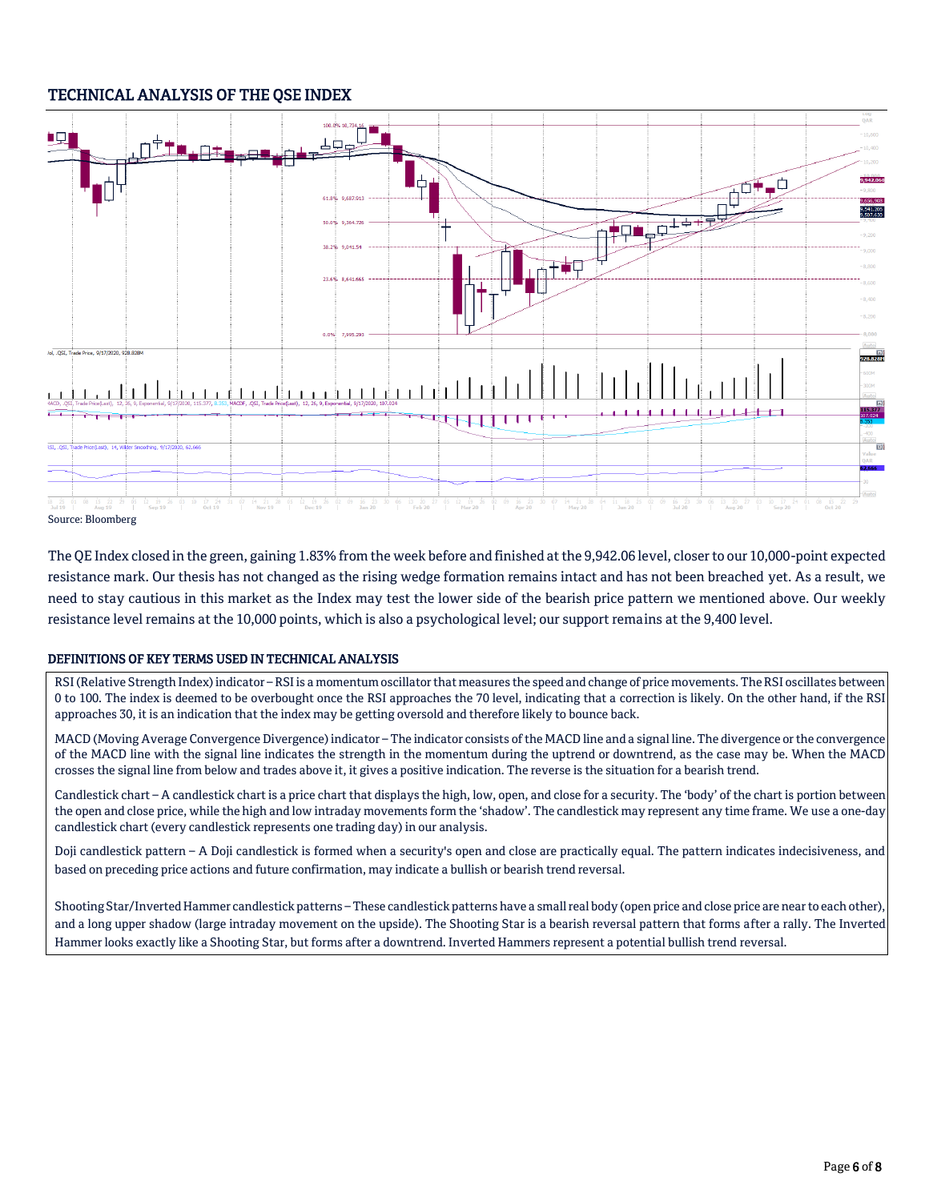## TECHNICAL ANALYSIS OF THE QSE INDEX

Source: Bloomberg

The QE Index closed in the green, gaining 1.83% from the week before and finished at the 9,942.06 level, closer to our 10,000-point expected resistance mark. Our thesis has not changed as the rising wedge formation remains intact and has not been breached yet. As a result, we need to stay cautious in this market as the Index may test the lower side of the bearish price pattern we mentioned above. Our weekly resistance level remains at the 10,000 points, which is also a psychological level; our support remains at the 9,400 level.

### DEFINITIONS OF KEY TERMS USED IN TECHNICAL ANALYSIS

RSI (Relative Strength Index) indicator – RSI is a momentum oscillator that measures the speed and change of price movements. The RSI oscillates between 0 to 100. The index is deemed to be overbought once the RSI approaches the 70 level, indicating that a correction is likely. On the other hand, if the RSI approaches 30, it is an indication that the index may be getting oversold and therefore likely to bounce back.

MACD (Moving Average Convergence Divergence) indicator – The indicator consists of the MACD line and a signal line. The divergence or the convergence of the MACD line with the signal line indicates the strength in the momentum during the uptrend or downtrend, as the case may be. When the MACD crosses the signal line from below and trades above it, it gives a positive indication. The reverse is the situation for a bearish trend.

Candlestick chart – A candlestick chart is a price chart that displays the high, low, open, and close for a security. The 'body' of the chart is portion between the open and close price, while the high and low intraday movements form the 'shadow'. The candlestick may represent any time frame. We use a one-day candlestick chart (every candlestick represents one trading day) in our analysis.

Doji candlestick pattern – A Doji candlestick is formed when a security's open and close are practically equal. The pattern indicates indecisiveness, and based on preceding price actions and future confirmation, may indicate a bullish or bearish trend reversal.

Shooting Star/Inverted Hammer candlestick patterns – These candlestick patterns have a small real body (open price and close price are near to each other), and a long upper shadow (large intraday movement on the upside). The Shooting Star is a bearish reversal pattern that forms after a rally. The Inverted Hammer looks exactly like a Shooting Star, but forms after a downtrend. Inverted Hammers represent a potential bullish trend reversal.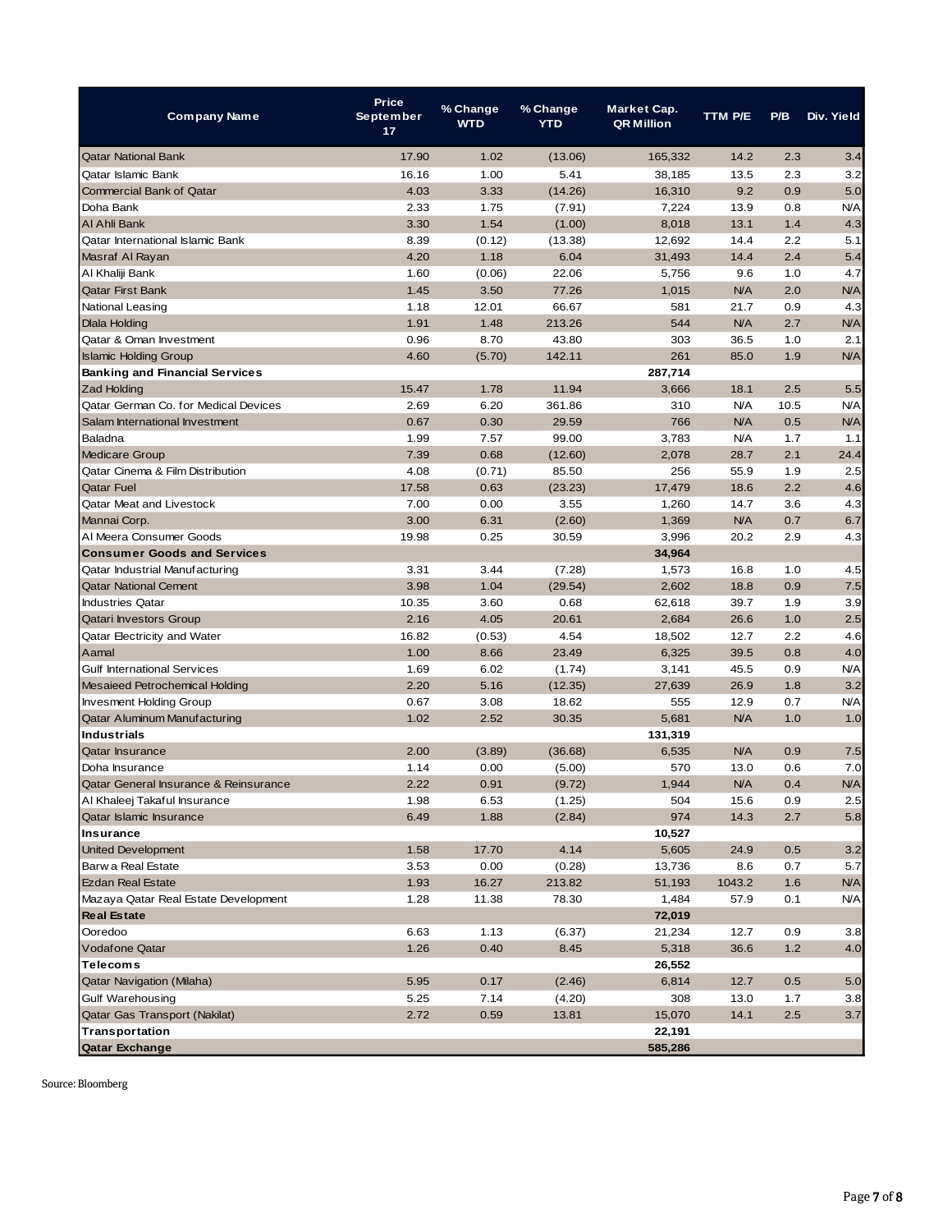| Company Name | Price September 17 | % Change WTD | % Change YTD | Market Cap. QR Million | TTM P/E | P/B | Div. Yield |
|---|---|---|---|---|---|---|---|
| Qatar National Bank | 17.90 | 1.02 | (13.06) | 165,332 | 14.2 | 2.3 | 3.4 |
| Qatar Islamic Bank | 16.16 | 1.00 | 5.41 | 38,185 | 13.5 | 2.3 | 3.2 |
| Commercial Bank of Qatar | 4.03 | 3.33 | (14.26) | 16,310 | 9.2 | 0.9 | 5.0 |
| Doha Bank | 2.33 | 1.75 | (7.91) | 7,224 | 13.9 | 0.8 | N/A |
| Al Ahli Bank | 3.30 | 1.54 | (1.00) | 8,018 | 13.1 | 1.4 | 4.3 |
| Qatar International Islamic Bank | 8.39 | (0.12) | (13.38) | 12,692 | 14.4 | 2.2 | 5.1 |
| Masraf Al Rayan | 4.20 | 1.18 | 6.04 | 31,493 | 14.4 | 2.4 | 5.4 |
| Al Khaliji Bank | 1.60 | (0.06) | 22.06 | 5,756 | 9.6 | 1.0 | 4.7 |
| Qatar First Bank | 1.45 | 3.50 | 77.26 | 1,015 | N/A | 2.0 | N/A |
| National Leasing | 1.18 | 12.01 | 66.67 | 581 | 21.7 | 0.9 | 4.3 |
| Dlala Holding | 1.91 | 1.48 | 213.26 | 544 | N/A | 2.7 | N/A |
| Qatar & Oman Investment | 0.96 | 8.70 | 43.80 | 303 | 36.5 | 1.0 | 2.1 |
| Islamic Holding Group | 4.60 | (5.70) | 142.11 | 261 | 85.0 | 1.9 | N/A |
| **Banking and Financial Services** | | | | **287,714** | | | |
| Zad Holding | 15.47 | 1.78 | 11.94 | 3,666 | 18.1 | 2.5 | 5.5 |
| Qatar German Co. for Medical Devices | 2.69 | 6.20 | 361.86 | 310 | N/A | 10.5 | N/A |
| Salam International Investment | 0.67 | 0.30 | 29.59 | 766 | N/A | 0.5 | N/A |
| Baladna | 1.99 | 7.57 | 99.00 | 3,783 | N/A | 1.7 | 1.1 |
| Medicare Group | 7.39 | 0.68 | (12.60) | 2,078 | 28.7 | 2.1 | 24.4 |
| Qatar Cinema & Film Distribution | 4.08 | (0.71) | 85.50 | 256 | 55.9 | 1.9 | 2.5 |
| Qatar Fuel | 17.58 | 0.63 | (23.23) | 17,479 | 18.6 | 2.2 | 4.6 |
| Qatar Meat and Livestock | 7.00 | 0.00 | 3.55 | 1,260 | 14.7 | 3.6 | 4.3 |
| Mannai Corp. | 3.00 | 6.31 | (2.60) | 1,369 | N/A | 0.7 | 6.7 |
| Al Meera Consumer Goods | 19.98 | 0.25 | 30.59 | 3,996 | 20.2 | 2.9 | 4.3 |
| **Consumer Goods and Services** | | | | **34,964** | | | |
| Qatar Industrial Manufacturing | 3.31 | 3.44 | (7.28) | 1,573 | 16.8 | 1.0 | 4.5 |
| Qatar National Cement | 3.98 | 1.04 | (29.54) | 2,602 | 18.8 | 0.9 | 7.5 |
| Industries Qatar | 10.35 | 3.60 | 0.68 | 62,618 | 39.7 | 1.9 | 3.9 |
| Qatari Investors Group | 2.16 | 4.05 | 20.61 | 2,684 | 26.6 | 1.0 | 2.5 |
| Qatar Electricity and Water | 16.82 | (0.53) | 4.54 | 18,502 | 12.7 | 2.2 | 4.6 |
| Aamal | 1.00 | 8.66 | 23.49 | 6,325 | 39.5 | 0.8 | 4.0 |
| Gulf International Services | 1.69 | 6.02 | (1.74) | 3,141 | 45.5 | 0.9 | N/A |
| Mesaieed Petrochemical Holding | 2.20 | 5.16 | (12.35) | 27,639 | 26.9 | 1.8 | 3.2 |
| Invesment Holding Group | 0.67 | 3.08 | 18.62 | 555 | 12.9 | 0.7 | N/A |
| Qatar Aluminum Manufacturing | 1.02 | 2.52 | 30.35 | 5,681 | N/A | 1.0 | 1.0 |
| **Industrials** | | | | **131,319** | | | |
| Qatar Insurance | 2.00 | (3.89) | (36.68) | 6,535 | N/A | 0.9 | 7.5 |
| Doha Insurance | 1.14 | 0.00 | (5.00) | 570 | 13.0 | 0.6 | 7.0 |
| Qatar General Insurance & Reinsurance | 2.22 | 0.91 | (9.72) | 1,944 | N/A | 0.4 | N/A |
| Al Khaleej Takaful Insurance | 1.98 | 6.53 | (1.25) | 504 | 15.6 | 0.9 | 2.5 |
| Qatar Islamic Insurance | 6.49 | 1.88 | (2.84) | 974 | 14.3 | 2.7 | 5.8 |
| **Insurance** | | | | **10,527** | | | |
| United Development | 1.58 | 17.70 | 4.14 | 5,605 | 24.9 | 0.5 | 3.2 |
| Barwa Real Estate | 3.53 | 0.00 | (0.28) | 13,736 | 8.6 | 0.7 | 5.7 |
| Ezdan Real Estate | 1.93 | 16.27 | 213.82 | 51,193 | 1043.2 | 1.6 | N/A |
| Mazaya Qatar Real Estate Development | 1.28 | 11.38 | 78.30 | 1,484 | 57.9 | 0.1 | N/A |
| **Real Estate** | | | | **72,019** | | | |
| Ooredoo | 6.63 | 1.13 | (6.37) | 21,234 | 12.7 | 0.9 | 3.8 |
| Vodafone Qatar | 1.26 | 0.40 | 8.45 | 5,318 | 36.6 | 1.2 | 4.0 |
| **Telecoms** | | | | **26,552** | | | |
| Qatar Navigation (Milaha) | 5.95 | 0.17 | (2.46) | 6,814 | 12.7 | 0.5 | 5.0 |
| Gulf Warehousing | 5.25 | 7.14 | (4.20) | 308 | 13.0 | 1.7 | 3.8 |
| Qatar Gas Transport (Nakilat) | 2.72 | 0.59 | 13.81 | 15,070 | 14.1 | 2.5 | 3.7 |
| **Transportation** | | | | **22,191** | | | |
| **Qatar Exchange** | | | | **585,286** | | | |

Source: Bloomberg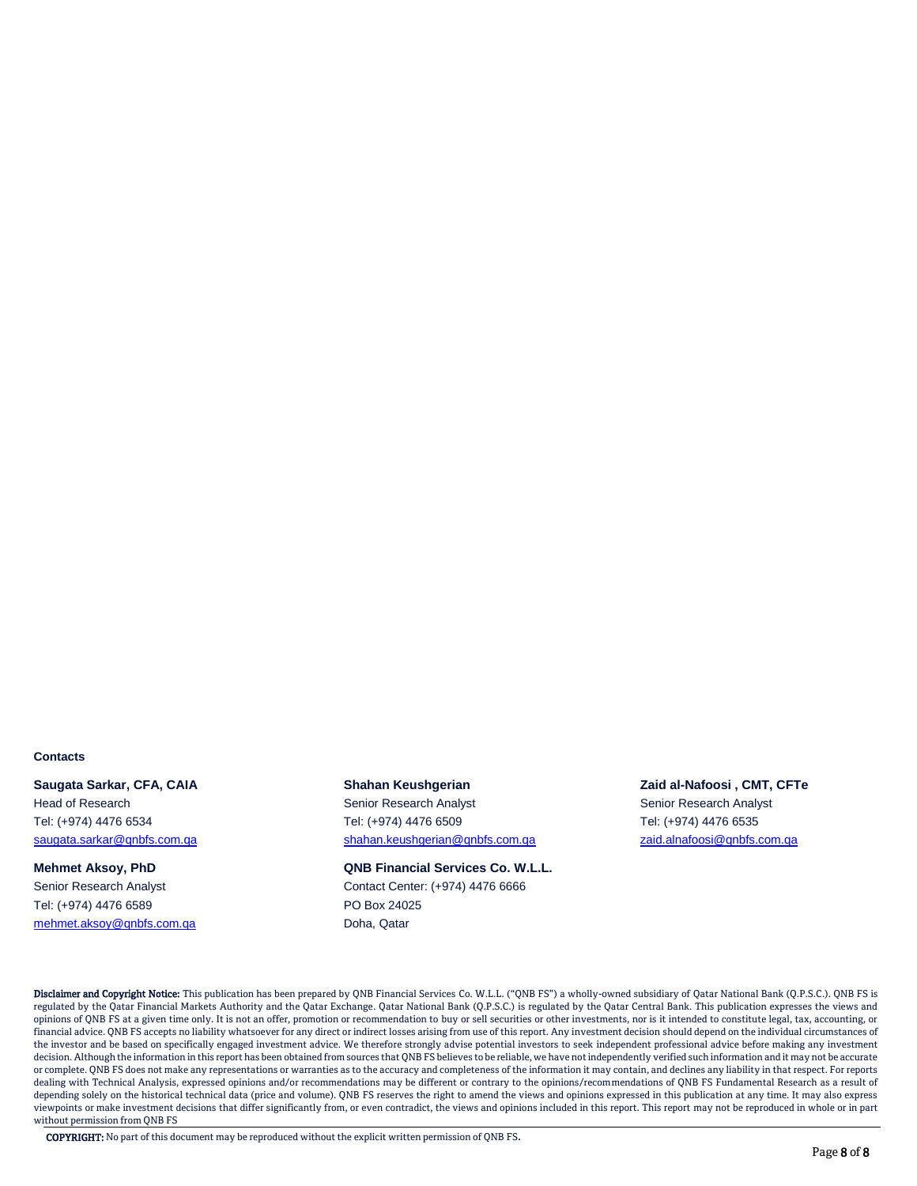**Contacts**

**Saugata Sarkar, CFA, CAIA**
Head of Research
Tel: (+974) 4476 6534
saugata.sarkar@qnbfs.com.qa

**Shahan Keushgerian**
Senior Research Analyst
Tel: (+974) 4476 6509
shahan.keushgerian@qnbfs.com.qa

**Zaid al-Nafoosi , CMT, CFTe**
Senior Research Analyst
Tel: (+974) 4476 6535
zaid.alnafoosi@qnbfs.com.qa

**Mehmet Aksoy, PhD**
Senior Research Analyst
Tel: (+974) 4476 6589
mehmet.aksoy@qnbfs.com.qa

**QNB Financial Services Co. W.L.L.**
Contact Center: (+974) 4476 6666
PO Box 24025
Doha, Qatar

**Disclaimer and Copyright Notice:** This publication has been prepared by QNB Financial Services Co. W.L.L. ("QNB FS") a wholly-owned subsidiary of Qatar National Bank (Q.P.S.C.). QNB FS is regulated by the Qatar Financial Markets Authority and the Qatar Exchange. Qatar National Bank (Q.P.S.C.) is regulated by the Qatar Central Bank. This publication expresses the views and opinions of QNB FS at a given time only. It is not an offer, promotion or recommendation to buy or sell securities or other investments, nor is it intended to constitute legal, tax, accounting, or financial advice. QNB FS accepts no liability whatsoever for any direct or indirect losses arising from use of this report. Any investment decision should depend on the individual circumstances of the investor and be based on specifically engaged investment advice. We therefore strongly advise potential investors to seek independent professional advice before making any investment decision. Although the information in this report has been obtained from sources that QNB FS believes to be reliable, we have not independently verified such information and it may not be accurate or complete. QNB FS does not make any representations or warranties as to the accuracy and completeness of the information it may contain, and declines any liability in that respect. For reports dealing with Technical Analysis, expressed opinions and/or recommendations may be different or contrary to the opinions/recommendations of QNB FS Fundamental Research as a result of depending solely on the historical technical data (price and volume). QNB FS reserves the right to amend the views and opinions expressed in this publication at any time. It may also express viewpoints or make investment decisions that differ significantly from, or even contradict, the views and opinions included in this report. This report may not be reproduced in whole or in part without permission from QNB FS

**COPYRIGHT:** No part of this document may be reproduced without the explicit written permission of QNB FS.